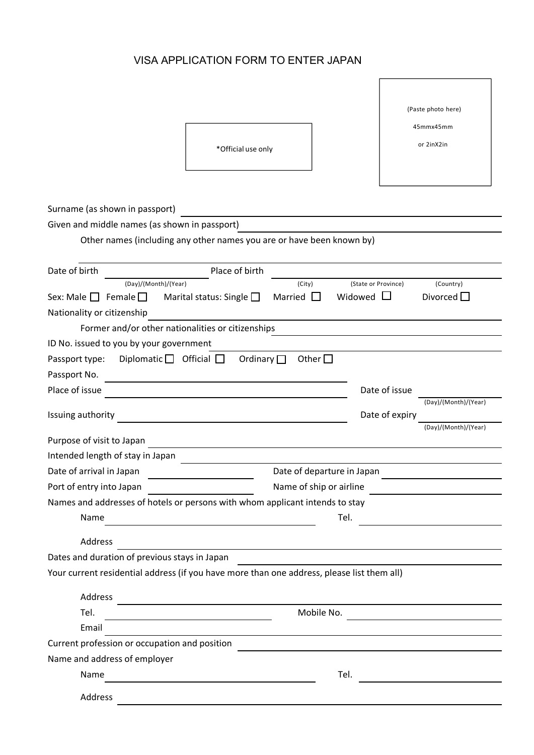# VISA APPLICATION FORM TO ENTER JAPAN

*Official use only

(Paste photo here)

45mmx45mm

or 2inX2in

Surname (as shown in passport) ______________________

Given and middle names (as shown in passport) ______________________

Other names (including any other names you are or have been known by) ______________________

Date of birth ______________________ Place of birth ______________________

(Day)/(Month)/(Year) (City) (State or Province) (Country)

Sex: Male ☐ Female ☐ Marital status: Single ☐ Married ☐ Widowed ☐ Divorced ☐

Nationality or citizenship ______________________

Former and/or other nationalities or citizenships ______________________

ID No. issued to you by your government ______________________

Passport type: Diplomatic ☐ Official ☐ Ordinary ☐ Other ☐

Passport No. ______________________

Place of issue ______________________ Date of issue ______________________

(Day)/(Month)/(Year)

Issuing authority ______________________ Date of expiry ______________________

(Day)/(Month)/(Year)

Purpose of visit to Japan ______________________

Intended length of stay in Japan ______________________

Date of arrival in Japan ______________________ Date of departure in Japan ______________________

Port of entry into Japan ______________________ Name of ship or airline ______________________

Names and addresses of hotels or persons with whom applicant intends to stay

Name ______________________ Tel. ______________________

Address ______________________

Dates and duration of previous stays in Japan ______________________

Your current residential address (if you have more than one address, please list them all)

Address ______________________

Tel. ______________________ Mobile No. ______________________

Email ______________________

Current profession or occupation and position ______________________

Name and address of employer

Name ______________________ Tel. ______________________

Address ______________________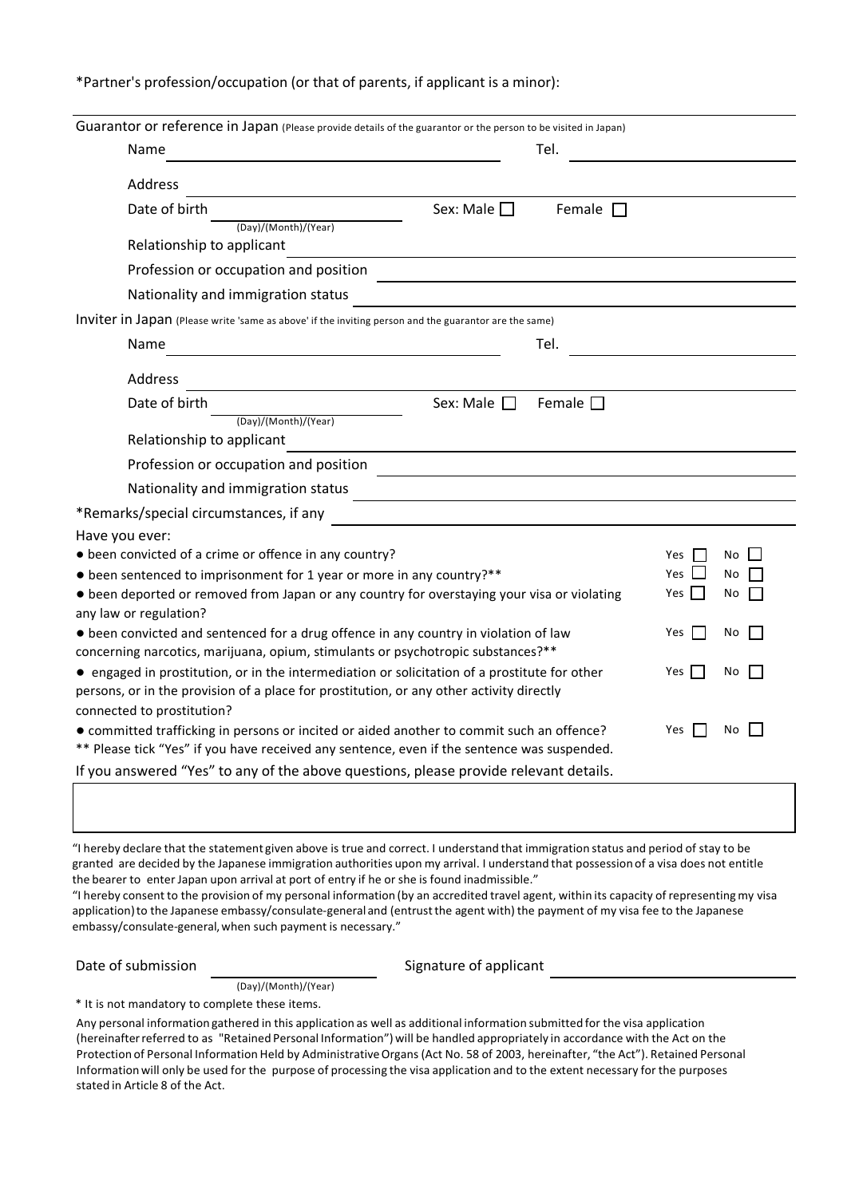*Partner's profession/occupation (or that of parents, if applicant is a minor):

**Guarantor or reference in Japan** (Please provide details of the guarantor or the person to be visited in Japan)

Name ______________________ Tel. ______________________

Address ______________________

Date of birth ______________________ (Day)/(Month)/(Year) Sex: Male ☐ Female ☐

Relationship to applicant ______________________

Profession or occupation and position ______________________

Nationality and immigration status ______________________

**Inviter in Japan** (Please write 'same as above' if the inviting person and the guarantor are the same)

Name ______________________ Tel. ______________________

Address ______________________

Date of birth ______________________ (Day)/(Month)/(Year) Sex: Male ☐ Female ☐

Relationship to applicant ______________________

Profession or occupation and position ______________________

Nationality and immigration status ______________________

*Remarks/special circumstances, if any ______________________

Have you ever:

| | | |
|---|---|---|
| ● been convicted of a crime or offence in any country? | Yes ☐ | No ☐ |
| ● been sentenced to imprisonment for 1 year or more in any country?** | Yes ☐ | No ☐ |
| ● been deported or removed from Japan or any country for overstaying your visa or violating any law or regulation? | Yes ☐ | No ☐ |
| ● been convicted and sentenced for a drug offence in any country in violation of law concerning narcotics, marijuana, opium, stimulants or psychotropic substances?** | Yes ☐ | No ☐ |
| ● engaged in prostitution, or in the intermediation or solicitation of a prostitute for other persons, or in the provision of a place for prostitution, or any other activity directly connected to prostitution? | Yes ☐ | No ☐ |
| ● committed trafficking in persons or incited or aided another to commit such an offence? | Yes ☐ | No ☐ |

** Please tick "Yes" if you have received any sentence, even if the sentence was suspended.

If you answered "Yes" to any of the above questions, please provide relevant details.

______________________

"I hereby declare that the statement given above is true and correct. I understand that immigration status and period of stay to be granted are decided by the Japanese immigration authorities upon my arrival. I understand that possession of a visa does not entitle the bearer to enter Japan upon arrival at port of entry if he or she is found inadmissible."

"I hereby consent to the provision of my personal information (by an accredited travel agent, within its capacity of representing my visa application) to the Japanese embassy/consulate-general and (entrust the agent with) the payment of my visa fee to the Japanese embassy/consulate-general, when such payment is necessary."

Date of submission ______________________ (Day)/(Month)/(Year) Signature of applicant ______________________

* It is not mandatory to complete these items.

Any personal information gathered in this application as well as additional information submitted for the visa application (hereinafter referred to as "Retained Personal Information") will be handled appropriately in accordance with the Act on the Protection of Personal Information Held by Administrative Organs (Act No. 58 of 2003, hereinafter, "the Act"). Retained Personal Information will only be used for the purpose of processing the visa application and to the extent necessary for the purposes stated in Article 8 of the Act.